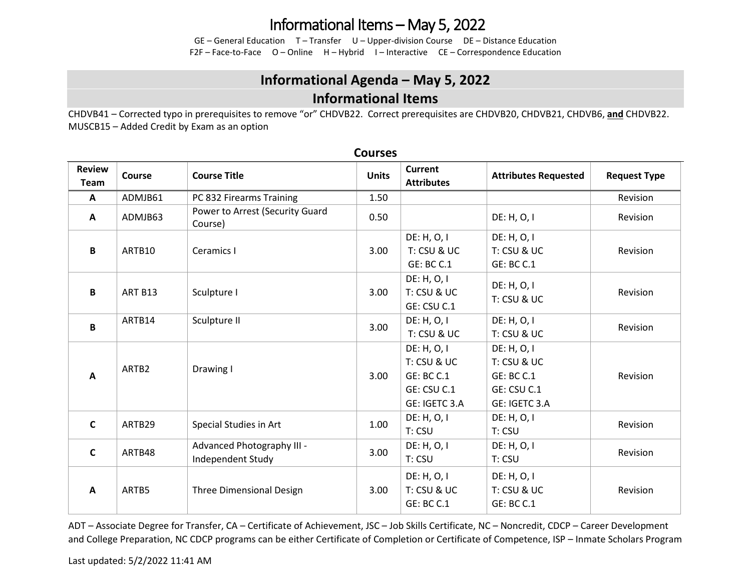# Informational Items – May 5, 2022

GE – General Education T – Transfer U – Upper-division Course DE – Distance Education
F2F – Face-to-Face O – Online H – Hybrid I – Interactive CE – Correspondence Education

## Informational Agenda – May 5, 2022

## Informational Items

CHDVB41 – Corrected typo in prerequisites to remove “or” CHDVB22. Correct prerequisites are CHDVB20, CHDVB21, CHDVB6, **and** CHDVB22.
MUSCB15 – Added Credit by Exam as an option

### Courses

| Review Team | Course | Course Title | Units | Current Attributes | Attributes Requested | Request Type |
|---|---|---|---|---|---|---|
| A | ADMJB61 | PC 832 Firearms Training | 1.50 | | | Revision |
| A | ADMJB63 | Power to Arrest (Security Guard Course) | 0.50 | | DE: H, O, I | Revision |
| B | ARTB10 | Ceramics I | 3.00 | DE: H, O, I<br>T: CSU & UC<br>GE: BC C.1 | DE: H, O, I<br>T: CSU & UC<br>GE: BC C.1 | Revision |
| B | ART B13 | Sculpture I | 3.00 | DE: H, O, I<br>T: CSU & UC<br>GE: CSU C.1 | DE: H, O, I<br>T: CSU & UC | Revision |
| B | ARTB14 | Sculpture II | 3.00 | DE: H, O, I<br>T: CSU & UC | DE: H, O, I<br>T: CSU & UC | Revision |
| A | ARTB2 | Drawing I | 3.00 | DE: H, O, I<br>T: CSU & UC<br>GE: BC C.1<br>GE: CSU C.1<br>GE: IGETC 3.A | DE: H, O, I<br>T: CSU & UC<br>GE: BC C.1<br>GE: CSU C.1<br>GE: IGETC 3.A | Revision |
| C | ARTB29 | Special Studies in Art | 1.00 | DE: H, O, I<br>T: CSU | DE: H, O, I<br>T: CSU | Revision |
| C | ARTB48 | Advanced Photography III - Independent Study | 3.00 | DE: H, O, I<br>T: CSU | DE: H, O, I<br>T: CSU | Revision |
| A | ARTB5 | Three Dimensional Design | 3.00 | DE: H, O, I<br>T: CSU & UC<br>GE: BC C.1 | DE: H, O, I<br>T: CSU & UC<br>GE: BC C.1 | Revision |

ADT – Associate Degree for Transfer, CA – Certificate of Achievement, JSC – Job Skills Certificate, NC – Noncredit, CDCP – Career Development and College Preparation, NC CDCP programs can be either Certificate of Completion or Certificate of Competence, ISP – Inmate Scholars Program

Last updated: 5/2/2022 11:41 AM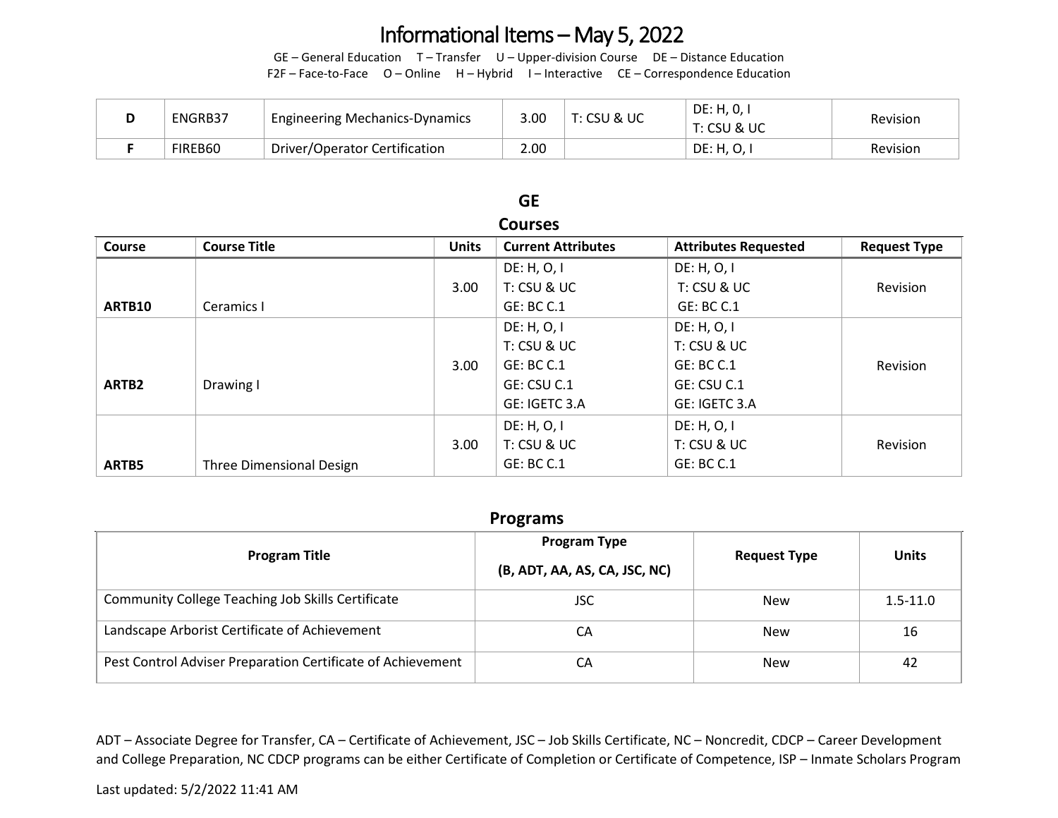# Informational Items – May 5, 2022

GE – General Education T – Transfer U – Upper-division Course DE – Distance Education
F2F – Face-to-Face O – Online H – Hybrid I – Interactive CE – Correspondence Education

| | | | | | | |
|---|---|---|---|---|---|---|
| D | ENGRB37 | Engineering Mechanics-Dynamics | 3.00 | T: CSU & UC | DE: H, 0, I<br>T: CSU & UC | Revision |
| F | FIREB60 | Driver/Operator Certification | 2.00 | | DE: H, O, I | Revision |

## GE Courses

| Course | Course Title | Units | Current Attributes | Attributes Requested | Request Type |
|---|---|---|---|---|---|
| ARTB10 | Ceramics I | 3.00 | DE: H, O, I<br>T: CSU & UC<br>GE: BC C.1 | DE: H, O, I<br>T: CSU & UC<br>GE: BC C.1 | Revision |
| ARTB2 | Drawing I | 3.00 | DE: H, O, I<br>T: CSU & UC<br>GE: BC C.1<br>GE: CSU C.1<br>GE: IGETC 3.A | DE: H, O, I<br>T: CSU & UC<br>GE: BC C.1<br>GE: CSU C.1<br>GE: IGETC 3.A | Revision |
| ARTB5 | Three Dimensional Design | 3.00 | DE: H, O, I<br>T: CSU & UC<br>GE: BC C.1 | DE: H, O, I<br>T: CSU & UC<br>GE: BC C.1 | Revision |

## Programs

| Program Title | Program Type (B, ADT, AA, AS, CA, JSC, NC) | Request Type | Units |
|---|---|---|---|
| Community College Teaching Job Skills Certificate | JSC | New | 1.5-11.0 |
| Landscape Arborist Certificate of Achievement | CA | New | 16 |
| Pest Control Adviser Preparation Certificate of Achievement | CA | New | 42 |

ADT – Associate Degree for Transfer, CA – Certificate of Achievement, JSC – Job Skills Certificate, NC – Noncredit, CDCP – Career Development and College Preparation, NC CDCP programs can be either Certificate of Completion or Certificate of Competence, ISP – Inmate Scholars Program

Last updated: 5/2/2022 11:41 AM